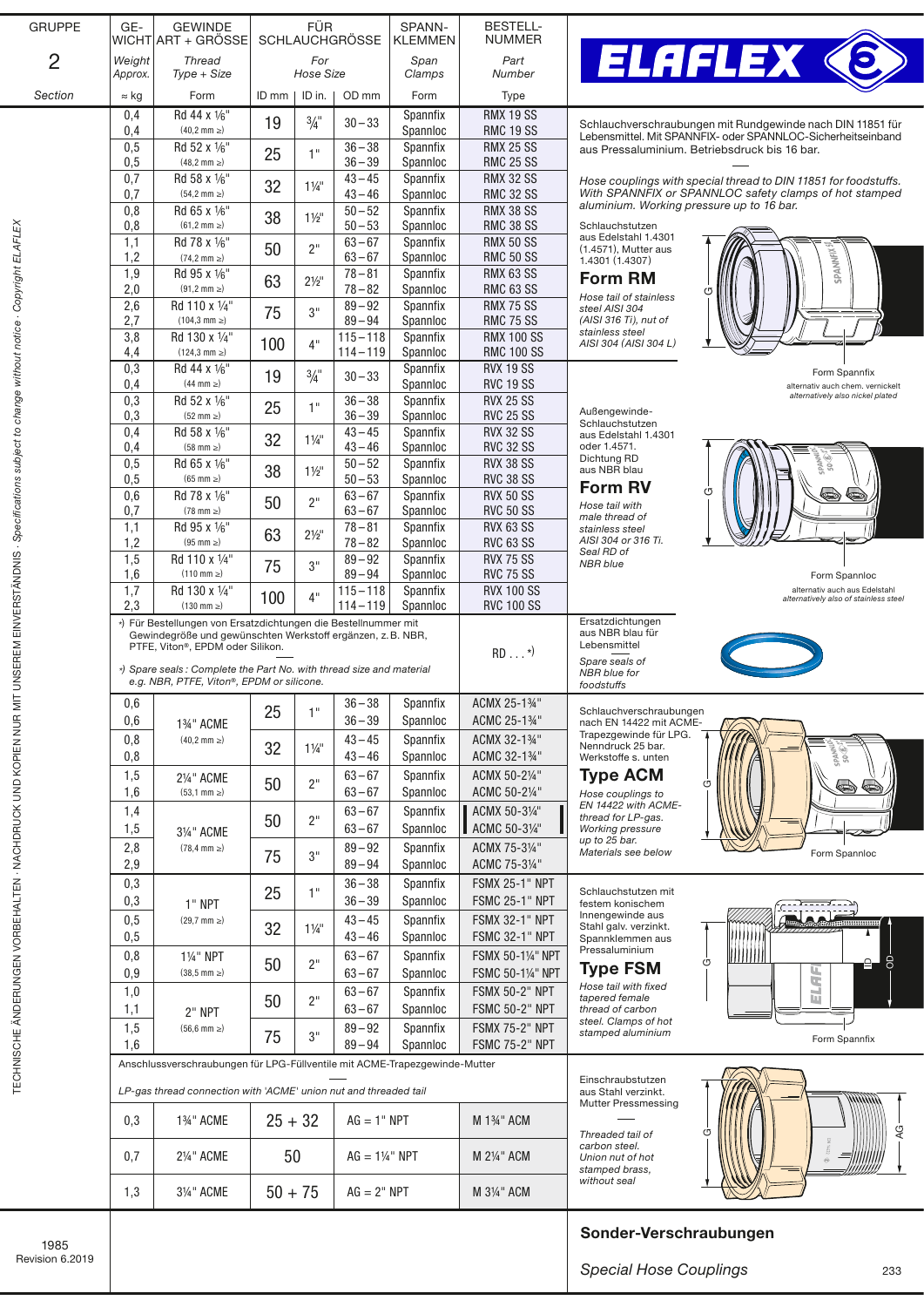# ELAFLEX

## Sonder-Verschraubungen

*Special Hose Couplings*

| GRUPPE 2 *Section* | GEWICHT *Weight Approx.* ≈ kg | GEWINDE ART + GRÖSSE *Thread Type + Size* Form | FÜR SCHLAUCHGRÖSSE *For Hose Size* ID mm | ID in. | OD mm | SPANNKLEMMEN *Span Clamps* Form | BESTELL-NUMMER *Part Number* Type |
|---|---|---|---|---|---|---|---|
| | 0,4 | Rd 44 x 1⁄6" (40,2 mm ≥) | 19 | ¾" | 30 – 33 | Spannfix | RMX 19 SS |
| | 0,4 | | | | | Spannloc | RMC 19 SS |
| | 0,5 | Rd 52 x 1⁄6" (48,2 mm ≥) | 25 | 1" | 36 – 38 | Spannfix | RMX 25 SS |
| | 0,5 | | | | 36 – 39 | Spannloc | RMC 25 SS |
| | 0,7 | Rd 58 x 1⁄6" (54,2 mm ≥) | 32 | 1¼" | 43 – 45 | Spannfix | RMX 32 SS |
| | 0,7 | | | | 43 – 46 | Spannloc | RMC 32 SS |
| | 0,8 | Rd 65 x 1⁄6" (61,2 mm ≥) | 38 | 1½" | 50 – 52 | Spannfix | RMX 38 SS |
| | 0,8 | | | | 50 – 53 | Spannloc | RMC 38 SS |
| | 1,1 | Rd 78 x 1⁄6" (74,2 mm ≥) | 50 | 2" | 63 – 67 | Spannfix | RMX 50 SS |
| | 1,2 | | | | 63 – 67 | Spannloc | RMC 50 SS |
| | 1,9 | Rd 95 x 1⁄6" (91,2 mm ≥) | 63 | 2½" | 78 – 81 | Spannfix | RMX 63 SS |
| | 2,0 | | | | 78 – 82 | Spannloc | RMC 63 SS |
| | 2,6 | Rd 110 x ¼" (104,3 mm ≥) | 75 | 3" | 89 – 92 | Spannfix | RMX 75 SS |
| | 2,7 | | | | 89 – 94 | Spannloc | RMC 75 SS |
| | 3,8 | Rd 130 x ¼" (124,3 mm ≥) | 100 | 4" | 115 – 118 | Spannfix | RMX 100 SS |
| | 4,4 | | | | 114 – 119 | Spannloc | RMC 100 SS |
| | 0,3 | Rd 44 x 1⁄6" (44 mm ≥) | 19 | ¾" | 30 – 33 | Spannfix | RVX 19 SS |
| | 0,4 | | | | | Spannloc | RVC 19 SS |
| | 0,3 | Rd 52 x 1⁄6" (52 mm ≥) | 25 | 1" | 36 – 38 | Spannfix | RVX 25 SS |
| | 0,3 | | | | 36 – 39 | Spannloc | RVC 25 SS |
| | 0,4 | Rd 58 x 1⁄6" (58 mm ≥) | 32 | 1¼" | 43 – 45 | Spannfix | RVX 32 SS |
| | 0,4 | | | | 43 – 46 | Spannloc | RVC 32 SS |
| | 0,5 | Rd 65 x 1⁄6" (65 mm ≥) | 38 | 1½" | 50 – 52 | Spannfix | RVX 38 SS |
| | 0,5 | | | | 50 – 53 | Spannloc | RVC 38 SS |
| | 0,6 | Rd 78 x 1⁄6" (78 mm ≥) | 50 | 2" | 63 – 67 | Spannfix | RVX 50 SS |
| | 0,7 | | | | 63 – 67 | Spannloc | RVC 50 SS |
| | 1,1 | Rd 95 x 1⁄6" (95 mm ≥) | 63 | 2½" | 78 – 81 | Spannfix | RVX 63 SS |
| | 1,2 | | | | 78 – 82 | Spannloc | RVC 63 SS |
| | 1,5 | Rd 110 x ¼" (110 mm ≥) | 75 | 3" | 89 – 92 | Spannfix | RVX 75 SS |
| | 1,6 | | | | 89 – 94 | Spannloc | RVC 75 SS |
| | 1,7 | Rd 130 x ¼" (130 mm ≥) | 100 | 4" | 115 – 118 | Spannfix | RVX 100 SS |
| | 2,3 | | | | 114 – 119 | Spannloc | RVC 100 SS |
| | | | | | | | RD . . . *) |
| | 0,6 | 1¾" ACME (40,2 mm ≥) | 25 | 1" | 36 – 38 | Spannfix | ACMX 25-1¾" |
| | 0,6 | | | | 36 – 39 | Spannloc | ACMC 25-1¾" |
| | 0,8 | | 32 | 1¼" | 43 – 45 | Spannfix | ACMX 32-1¾" |
| | 0,8 | | | | 43 – 46 | Spannloc | ACMC 32-1¾" |
| | 1,5 | 2¼" ACME (53,1 mm ≥) | 50 | 2" | 63 – 67 | Spannfix | ACMX 50-2¼" |
| | 1,6 | | | | 63 – 67 | Spannloc | ACMC 50-2¼" |
| | 1,4 | 3¼" ACME (78,4 mm ≥) | 50 | 2" | 63 – 67 | Spannfix | ACMX 50-3¼" |
| | 1,5 | | | | 63 – 67 | Spannloc | ACMC 50-3¼" |
| | 2,8 | | 75 | 3" | 89 – 92 | Spannfix | ACMX 75-3¼" |
| | 2,9 | | | | 89 – 94 | Spannloc | ACMC 75-3¼" |
| | 0,3 | 1" NPT (29,7 mm ≥) | 25 | 1" | 36 – 38 | Spannfix | FSMX 25-1" NPT |
| | 0,3 | | | | 36 – 39 | Spannloc | FSMC 25-1" NPT |
| | 0,5 | | 32 | 1¼" | 43 – 45 | Spannfix | FSMX 32-1" NPT |
| | 0,5 | | | | 43 – 46 | Spannloc | FSMC 32-1" NPT |
| | 0,8 | 1¼" NPT (38,5 mm ≥) | 50 | 2" | 63 – 67 | Spannfix | FSMX 50-1¼" NPT |
| | 0,9 | | | | 63 – 67 | Spannloc | FSMC 50-1¼" NPT |
| | 1,0 | 2" NPT (56,6 mm ≥) | 50 | 2" | 63 – 67 | Spannfix | FSMX 50-2" NPT |
| | 1,1 | | | | 63 – 67 | Spannloc | FSMC 50-2" NPT |
| | 1,5 | | 75 | 3" | 89 – 92 | Spannfix | FSMX 75-2" NPT |
| | 1,6 | | | | 89 – 94 | Spannloc | FSMC 75-2" NPT |

*) Für Bestellungen von Ersatzdichtungen die Bestellnummer mit Gewindegröße und gewünschten Werkstoff ergänzen, z. B. NBR, PTFE, Viton®, EPDM oder Silikon.

*) *Spare seals : Complete the Part No. with thread size and material e.g. NBR, PTFE, Viton®, EPDM or silicone.*

Anschlussverschraubungen für LPG-Füllventile mit ACME-Trapezgewinde-Mutter

*LP-gas thread connection with 'ACME' union nut and threaded tail*

| ≈ kg | Gewinde | Schlauchgröße | | Bestellnummer |
|---|---|---|---|---|
| 0,3 | 1¾" ACME | 25 + 32 | AG = 1" NPT | M 1¾" ACM |
| 0,7 | 2¼" ACME | 50 | AG = 1¼" NPT | M 2¼" ACM |
| 1,3 | 3¼" ACME | 50 + 75 | AG = 2" NPT | M 3¼" ACM |

Schlauchverschraubungen mit Rundgewinde nach DIN 11851 für Lebensmittel. Mit SPANNFIX- oder SPANNLOC-Sicherheitseinband aus Pressaluminium. Betriebsdruck bis 16 bar.

*Hose couplings with special thread to DIN 11851 for foodstuffs. With SPANNFIX or SPANNLOC safety clamps of hot stamped aluminium. Working pressure up to 16 bar.*

### Form RM

Schlauchstutzen aus Edelstahl 1.4301 (1.4571), Mutter aus 1.4301 (1.4307)

*Hose tail of stainless steel AISI 304 (AISI 316 Ti), nut of stainless steel AISI 304 (AISI 304 L)*

Form Spannfix – alternativ auch chem. vernickelt – *alternatively also nickel plated*

### Form RV

Außengewinde-Schlauchstutzen aus Edelstahl 1.4301 oder 1.4571. Dichtung RD aus NBR blau

*Hose tail with male thread of stainless steel AISI 304 or 316 Ti. Seal RD of NBR blue*

Form Spannloc – alternativ auch aus Edelstahl – *alternatively also of stainless steel*

Ersatzdichtungen aus NBR blau für Lebensmittel

*Spare seals of NBR blue for foodstuffs*

### Type ACM

Schlauchverschraubungen nach EN 14422 mit ACME-Trapezgewinde für LPG. Nenndruck 25 bar. Werkstoffe s. unten

*Hose couplings to EN 14422 with ACME-thread for LP-gas. Working pressure up to 25 bar. Materials see below*

Form Spannloc

### Type FSM

Schlauchstutzen mit festem konischem Innengewinde aus Stahl galv. verzinkt. Spannklemmen aus Pressaluminium

*Hose tail with fixed tapered female thread of carbon steel. Clamps of hot stamped aluminium*

Form Spannfix

Einschraubstutzen aus Stahl verzinkt. Mutter Pressmessing

*Threaded tail of carbon steel. Union nut of hot stamped brass, without seal*

1985
Revision 6.2019

TECHNISCHE ÄNDERUNGEN VORBEHALTEN · NACHDRUCK UND KOPIEN NUR MIT UNSEREM EINVERSTÄNDNIS · *Specifications subject to change without notice · Copyright ELAFLEX*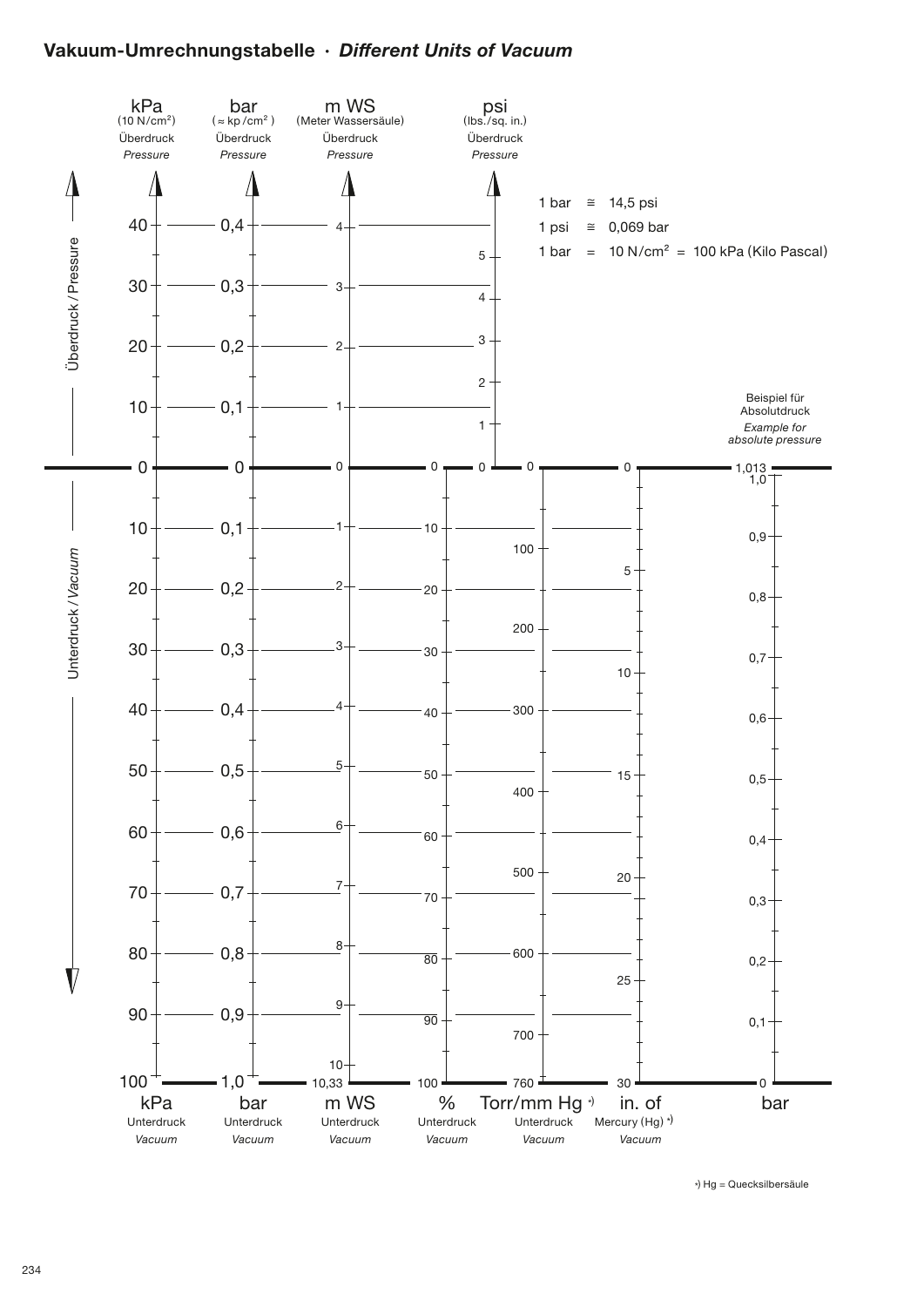## Vakuum-Umrechnungstabelle · *Different Units of Vacuum*

kPa (10 N/cm²) Überdruck *Pressure*

bar (≈ kp/cm²) Überdruck *Pressure*

m WS (Meter Wassersäule) Überdruck *Pressure*

psi (lbs./sq. in.) Überdruck *Pressure*

1 bar ≅ 14,5 psi

1 psi ≅ 0,069 bar

1 bar = 10 N/cm² = 100 kPa (Kilo Pascal)

Überdruck / *Pressure*

Unterdruck / *Vacuum*

40 0,4 4 5

30 0,3 3 4

20 0,2 2 3

10 0,1 1 2 1

0 0 0 0 0 0 0 1,013 1,0

Beispiel für Absolutdruck

*Example for absolute pressure*

10 0,1 1 10 100 5 0,9

20 0,2 2 20 200 0,8

30 0,3 3 30 10 0,7

40 0,4 4 40 300 0,6

50 0,5 5 50 400 15 0,5

60 0,6 6 60 0,4

70 0,7 7 70 500 20 0,3

80 0,8 8 80 600 25 0,2

90 0,9 9 90 700 0,1

100 1,0 10 10,33 100 760 30 0

kPa Unterdruck *Vacuum*

bar Unterdruck *Vacuum*

m WS Unterdruck *Vacuum*

% Unterdruck *Vacuum*

Torr/mm Hg *) Unterdruck *Vacuum*

in. of Mercury (Hg) *) *Vacuum*

bar

*) Hg = Quecksilbersäule